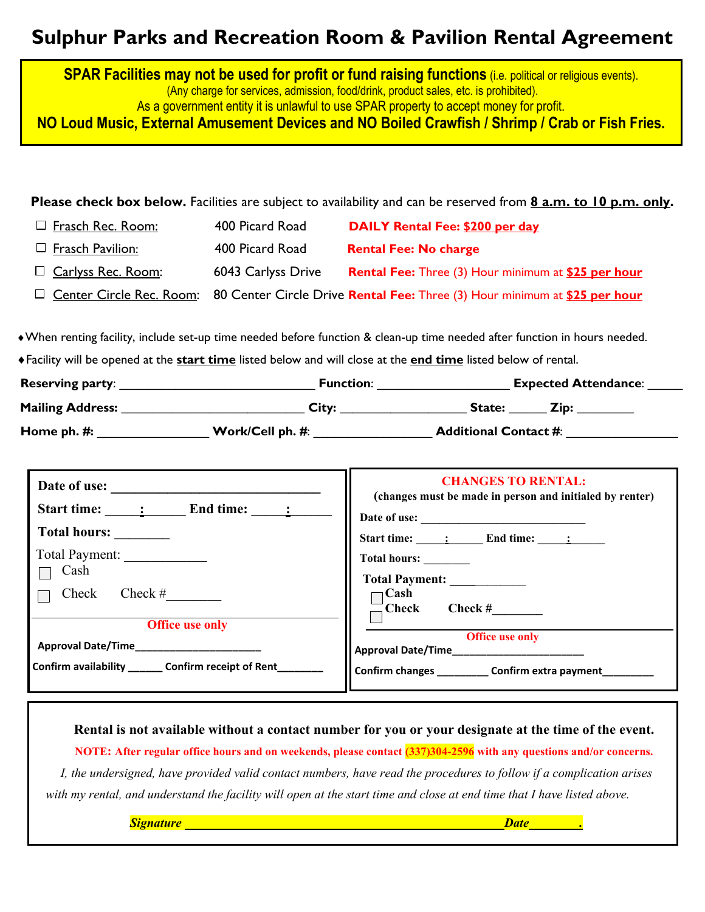# Sulphur Parks and Recreation Room & Pavilion Rental Agreement

**SPAR Facilities may not be used for profit or fund raising functions** (i.e. political or religious events).
(Any charge for services, admission, food/drink, product sales, etc. is prohibited).
As a government entity it is unlawful to use SPAR property to accept money for profit.
**NO Loud Music, External Amusement Devices and NO Boiled Crawfish / Shrimp / Crab or Fish Fries.**

**Please check box below.** Facilities are subject to availability and can be reserved from **8 a.m. to 10 p.m. only**.

- ☐ Frasch Rec. Room: 400 Picard Road **DAILY Rental Fee: $200 per day**
- ☐ Frasch Pavilion: 400 Picard Road **Rental Fee: No charge**
- ☐ Carlyss Rec. Room: 6043 Carlyss Drive **Rental Fee:** Three (3) Hour minimum at **$25 per hour**
- ☐ Center Circle Rec. Room: 80 Center Circle Drive **Rental Fee:** Three (3) Hour minimum at **$25 per hour**

♦When renting facility, include set-up time needed before function & clean-up time needed after function in hours needed.

♦Facility will be opened at the **start time** listed below and will close at the **end time** listed below of rental.

**Reserving party**: ____________________________ **Function**: ___________________ **Expected Attendance**: _____

**Mailing Address:** ___________________________ **City:** _________________ **State:** _____ **Zip:** ________

**Home ph. #:** _______________ **Work/Cell ph. #**: ________________ **Additional Contact #**: _______________

**Date of use:** _______________________________

**Start time:** _____:_____ **End time:** _____:_____

**Total hours:** ________

Total Payment: ____________

☐ Cash

☐ Check Check #________

**Office use only**

**Approval Date/Time**______________________

**Confirm availability** ______ **Confirm receipt of Rent**________

**CHANGES TO RENTAL:**
**(changes must be made in person and initialed by renter)**

**Date of use:** _________________________

**Start time:** _____:_____ **End time:** _____:_____

**Total hours:** _______

**Total Payment:** ____________

☐ **Cash**

☐ **Check** **Check #**________

**Office use only**

**Approval Date/Time**______________________

**Confirm changes** ________ **Confirm extra payment**________

**Rental is not available without a contact number for you or your designate at the time of the event.**

**NOTE: After regular office hours and on weekends, please contact (337)304-2596 with any questions and/or concerns.**

*I, the undersigned, have provided valid contact numbers, have read the procedures to follow if a complication arises with my rental, and understand the facility will open at the start time and close at end time that I have listed above.*

***Signature*** ______________________________________________ ***Date***________.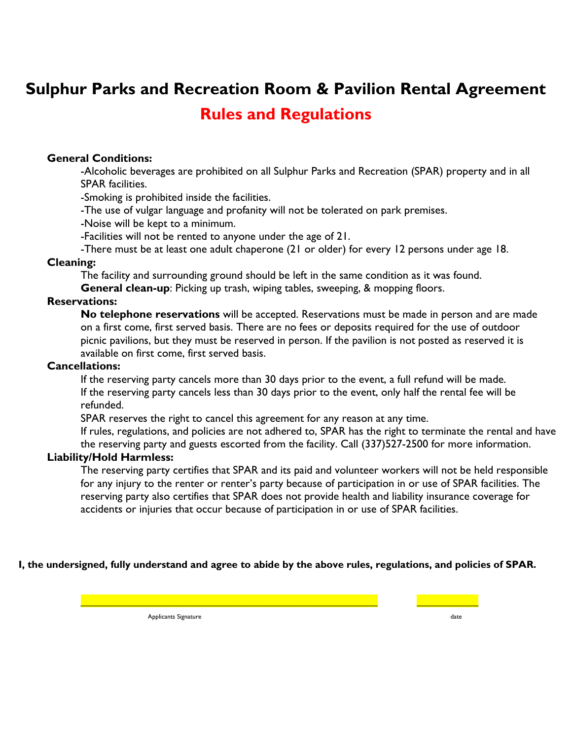# Sulphur Parks and Recreation Room & Pavilion Rental Agreement

## Rules and Regulations

**General Conditions:**

-Alcoholic beverages are prohibited on all Sulphur Parks and Recreation (SPAR) property and in all SPAR facilities.

-Smoking is prohibited inside the facilities.

-The use of vulgar language and profanity will not be tolerated on park premises.

-Noise will be kept to a minimum.

-Facilities will not be rented to anyone under the age of 21.

-There must be at least one adult chaperone (21 or older) for every 12 persons under age 18.

**Cleaning:**

The facility and surrounding ground should be left in the same condition as it was found.

**General clean-up**: Picking up trash, wiping tables, sweeping, & mopping floors.

**Reservations:**

**No telephone reservations** will be accepted. Reservations must be made in person and are made on a first come, first served basis. There are no fees or deposits required for the use of outdoor picnic pavilions, but they must be reserved in person. If the pavilion is not posted as reserved it is available on first come, first served basis.

**Cancellations:**

If the reserving party cancels more than 30 days prior to the event, a full refund will be made.

If the reserving party cancels less than 30 days prior to the event, only half the rental fee will be refunded.

SPAR reserves the right to cancel this agreement for any reason at any time.

If rules, regulations, and policies are not adhered to, SPAR has the right to terminate the rental and have the reserving party and guests escorted from the facility. Call (337)527-2500 for more information.

**Liability/Hold Harmless:**

The reserving party certifies that SPAR and its paid and volunteer workers will not be held responsible for any injury to the renter or renter's party because of participation in or use of SPAR facilities. The reserving party also certifies that SPAR does not provide health and liability insurance coverage for accidents or injuries that occur because of participation in or use of SPAR facilities.

**I, the undersigned, fully understand and agree to abide by the above rules, regulations, and policies of SPAR.**

\_\_\_\_\_\_\_\_\_\_\_\_\_\_\_\_\_\_\_\_\_\_\_\_\_\_\_\_\_\_\_\_\_\_\_\_\_\_\_\_ \_\_\_\_\_\_\_\_\_\_

Applicants Signature date